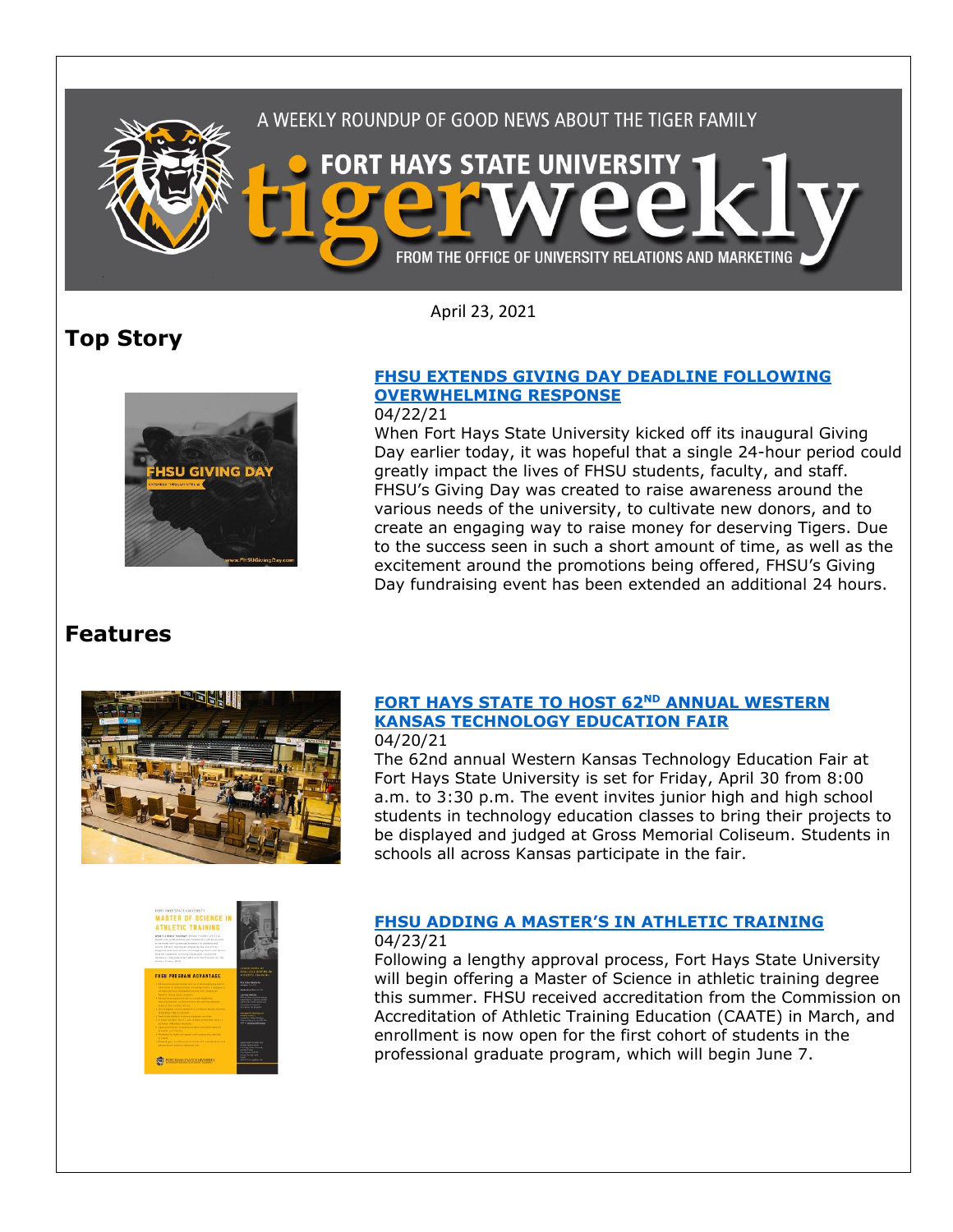A WEEKLY ROUNDUP OF GOOD NEWS ABOUT THE TIGER FAMILY

# FORT HAYS STATE UNIVERSITY tigerweekly

FROM THE OFFICE OF UNIVERSITY RELATIONS AND MARKETING

April 23, 2021

## Top Story

### FHSU EXTENDS GIVING DAY DEADLINE FOLLOWING OVERWHELMING RESPONSE

04/22/21

When Fort Hays State University kicked off its inaugural Giving Day earlier today, it was hopeful that a single 24-hour period could greatly impact the lives of FHSU students, faculty, and staff. FHSU's Giving Day was created to raise awareness around the various needs of the university, to cultivate new donors, and to create an engaging way to raise money for deserving Tigers. Due to the success seen in such a short amount of time, as well as the excitement around the promotions being offered, FHSU's Giving Day fundraising event has been extended an additional 24 hours.

## Features

### FORT HAYS STATE TO HOST 62ND ANNUAL WESTERN KANSAS TECHNOLOGY EDUCATION FAIR

04/20/21

The 62nd annual Western Kansas Technology Education Fair at Fort Hays State University is set for Friday, April 30 from 8:00 a.m. to 3:30 p.m. The event invites junior high and high school students in technology education classes to bring their projects to be displayed and judged at Gross Memorial Coliseum. Students in schools all across Kansas participate in the fair.

### FHSU ADDING A MASTER'S IN ATHLETIC TRAINING

04/23/21

Following a lengthy approval process, Fort Hays State University will begin offering a Master of Science in athletic training degree this summer. FHSU received accreditation from the Commission on Accreditation of Athletic Training Education (CAATE) in March, and enrollment is now open for the first cohort of students in the professional graduate program, which will begin June 7.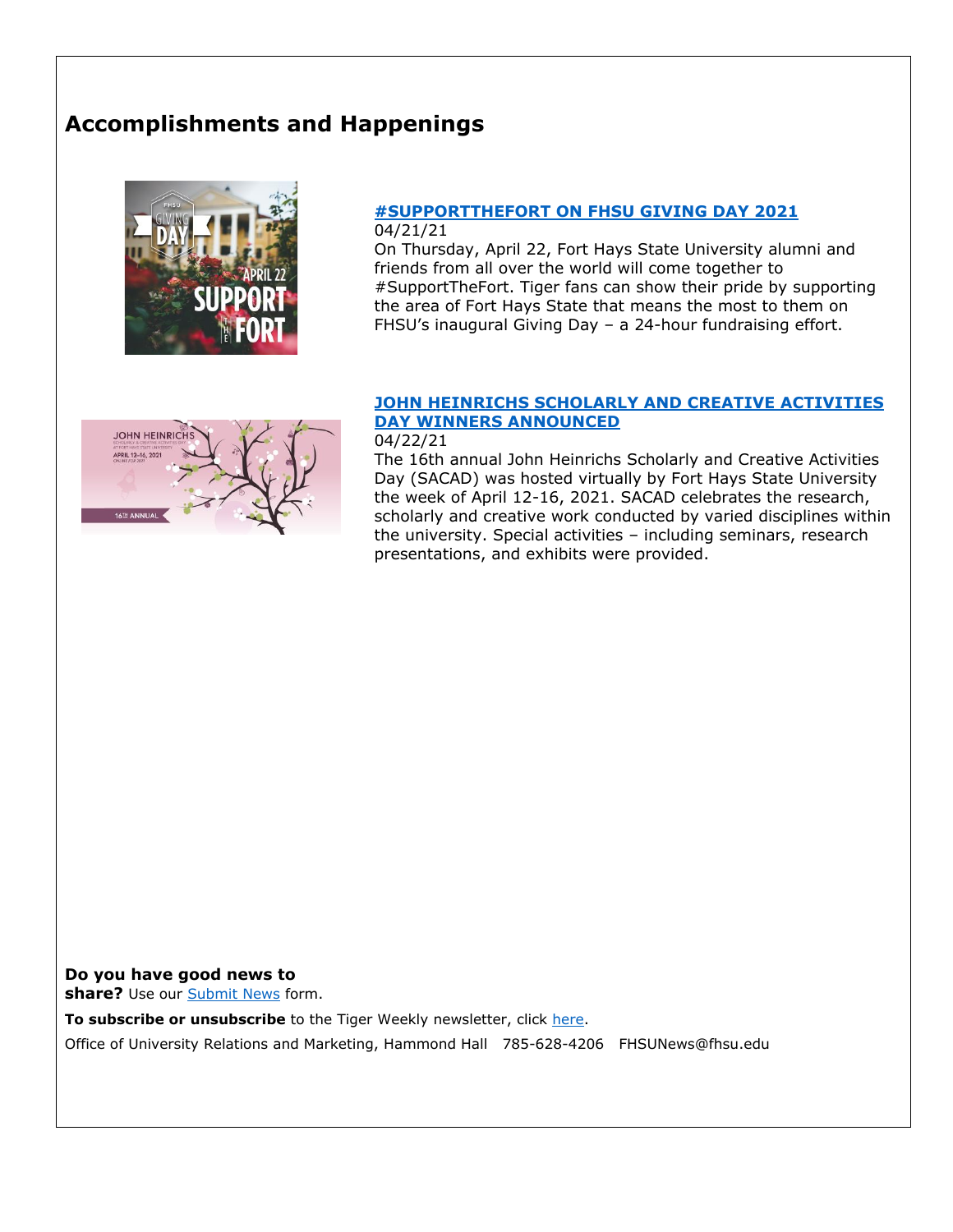## Accomplishments and Happenings

### [#SUPPORTTHEFORT ON FHSU GIVING DAY 2021]

04/21/21

On Thursday, April 22, Fort Hays State University alumni and friends from all over the world will come together to #SupportTheFort. Tiger fans can show their pride by supporting the area of Fort Hays State that means the most to them on FHSU's inaugural Giving Day – a 24-hour fundraising effort.

### [JOHN HEINRICHS SCHOLARLY AND CREATIVE ACTIVITIES DAY WINNERS ANNOUNCED]

04/22/21

The 16th annual John Heinrichs Scholarly and Creative Activities Day (SACAD) was hosted virtually by Fort Hays State University the week of April 12-16, 2021. SACAD celebrates the research, scholarly and creative work conducted by varied disciplines within the university. Special activities – including seminars, research presentations, and exhibits were provided.

**Do you have good news to share?** Use our Submit News form.

**To subscribe or unsubscribe** to the Tiger Weekly newsletter, click here.

Office of University Relations and Marketing, Hammond Hall 785-628-4206 FHSUNews@fhsu.edu